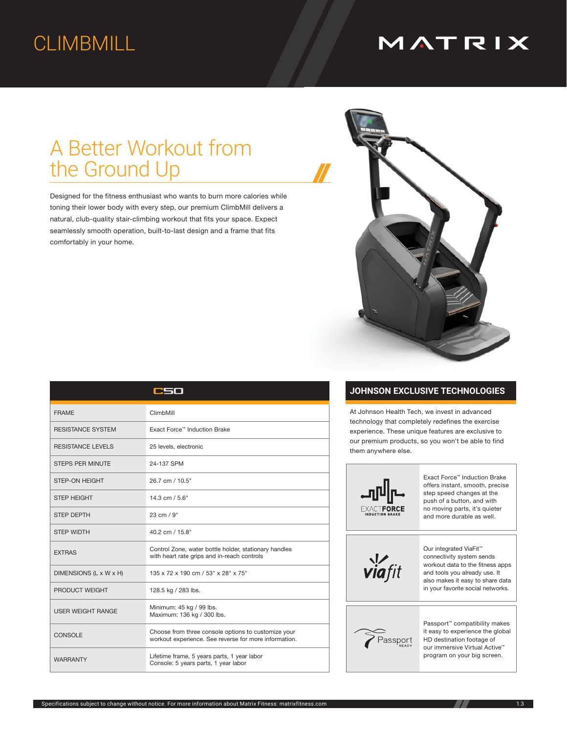# CLIMBMILL

MATRIX

## A Better Workout from the Ground Up

Designed for the fitness enthusiast who wants to burn more calories while toning their lower body with every step, our premium ClimbMill delivers a natural, club-quality stair-climbing workout that fits your space. Expect seamlessly smooth operation, built-to-last design and a frame that fits comfortably in your home.

| C50 | |
|---|---|
| FRAME | ClimbMill |
| RESISTANCE SYSTEM | Exact Force™ Induction Brake |
| RESISTANCE LEVELS | 25 levels, electronic |
| STEPS PER MINUTE | 24-137 SPM |
| STEP-ON HEIGHT | 26.7 cm / 10.5" |
| STEP HEIGHT | 14.3 cm / 5.6" |
| STEP DEPTH | 23 cm / 9" |
| STEP WIDTH | 40.2 cm / 15.8" |
| EXTRAS | Control Zone, water bottle holder, stationary handles with heart rate grips and in-reach controls |
| DIMENSIONS (L x W x H) | 135 x 72 x 190 cm / 53" x 28" x 75" |
| PRODUCT WEIGHT | 128.5 kg / 283 lbs. |
| USER WEIGHT RANGE | Minimum: 45 kg / 99 lbs.<br>Maximum: 136 kg / 300 lbs. |
| CONSOLE | Choose from three console options to customize your workout experience. See reverse for more information. |
| WARRANTY | Lifetime frame, 5 years parts, 1 year labor<br>Console: 5 years parts, 1 year labor |

## JOHNSON EXCLUSIVE TECHNOLOGIES

At Johnson Health Tech, we invest in advanced technology that completely redefines the exercise experience. These unique features are exclusive to our premium products, so you won't be able to find them anywhere else.

**EXACTFORCE INDUCTION BRAKE** — Exact Force™ Induction Brake offers instant, smooth, precise step speed changes at the push of a button, and with no moving parts, it's quieter and more durable as well.

**viafit** — Our integrated ViaFit™ connectivity system sends workout data to the fitness apps and tools you already use. It also makes it easy to share data in your favorite social networks.

**Passport READY** — Passport™ compatibility makes it easy to experience the global HD destination footage of our immersive Virtual Active™ program on your big screen.

Specifications subject to change without notice. For more information about Matrix Fitness: matrixfitness.com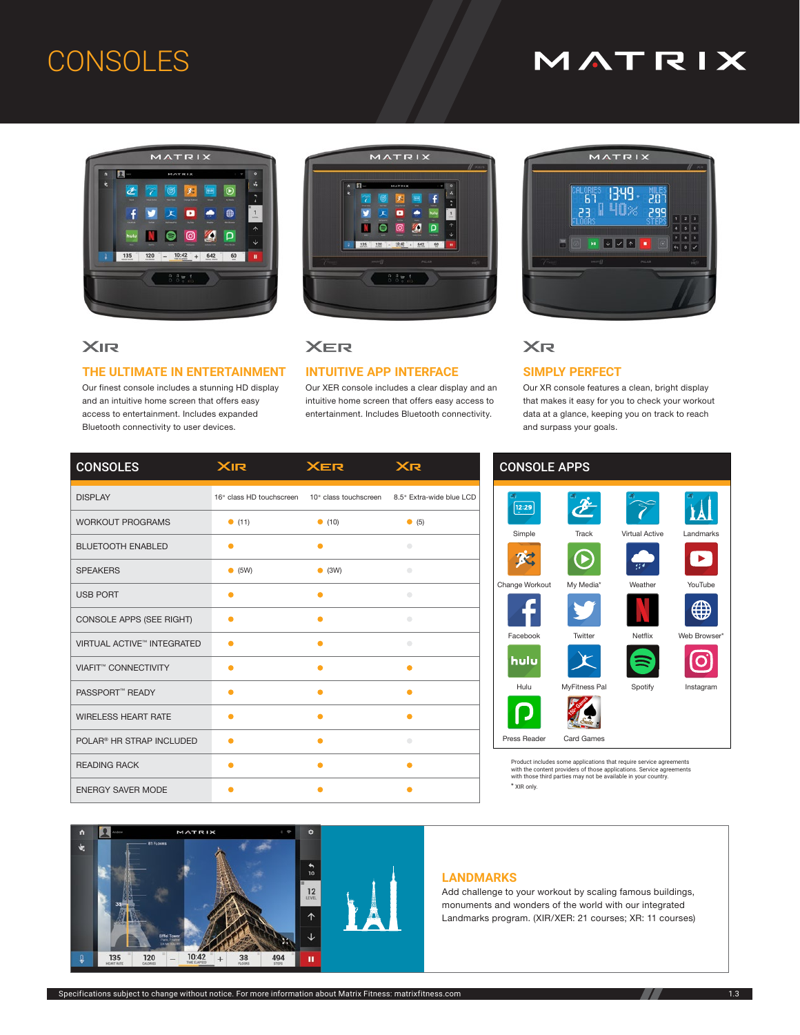# CONSOLES

MATRIX

## XIR

### THE ULTIMATE IN ENTERTAINMENT

Our finest console includes a stunning HD display and an intuitive home screen that offers easy access to entertainment. Includes expanded Bluetooth connectivity to user devices.

## XER

### INTUITIVE APP INTERFACE

Our XER console includes a clear display and an intuitive home screen that offers easy access to entertainment. Includes Bluetooth connectivity.

## XR

### SIMPLY PERFECT

Our XR console features a clean, bright display that makes it easy for you to check your workout data at a glance, keeping you on track to reach and surpass your goals.

| CONSOLES | XIR | XER | XR |
|---|---|---|---|
| DISPLAY | 16" class HD touchscreen | 10" class touchscreen | 8.5" Extra-wide blue LCD |
| WORKOUT PROGRAMS | ● (11) | ● (10) | ● (5) |
| BLUETOOTH ENABLED | ● | ● | |
| SPEAKERS | ● (5W) | ● (3W) | |
| USB PORT | ● | ● | |
| CONSOLE APPS (SEE RIGHT) | ● | ● | |
| VIRTUAL ACTIVE™ INTEGRATED | ● | ● | |
| VIAFIT™ CONNECTIVITY | ● | ● | ● |
| PASSPORT™ READY | ● | ● | ● |
| WIRELESS HEART RATE | ● | ● | ● |
| POLAR® HR STRAP INCLUDED | ● | ● | |
| READING RACK | ● | ● | ● |
| ENERGY SAVER MODE | ● | ● | ● |

## CONSOLE APPS

- Simple
- Track
- Virtual Active
- Landmarks
- Change Workout
- My Media*
- Weather
- YouTube
- Facebook
- Twitter
- Netflix
- Web Browser*
- Hulu
- MyFitness Pal
- Spotify
- Instagram
- Press Reader
- Card Games

Product includes some applications that require service agreements with the content providers of those applications. Service agreements with those third parties may not be available in your country.

* XIR only.

### LANDMARKS

Add challenge to your workout by scaling famous buildings, monuments and wonders of the world with our integrated Landmarks program. (XIR/XER: 21 courses; XR: 11 courses)

Specifications subject to change without notice. For more information about Matrix Fitness: matrixfitness.com